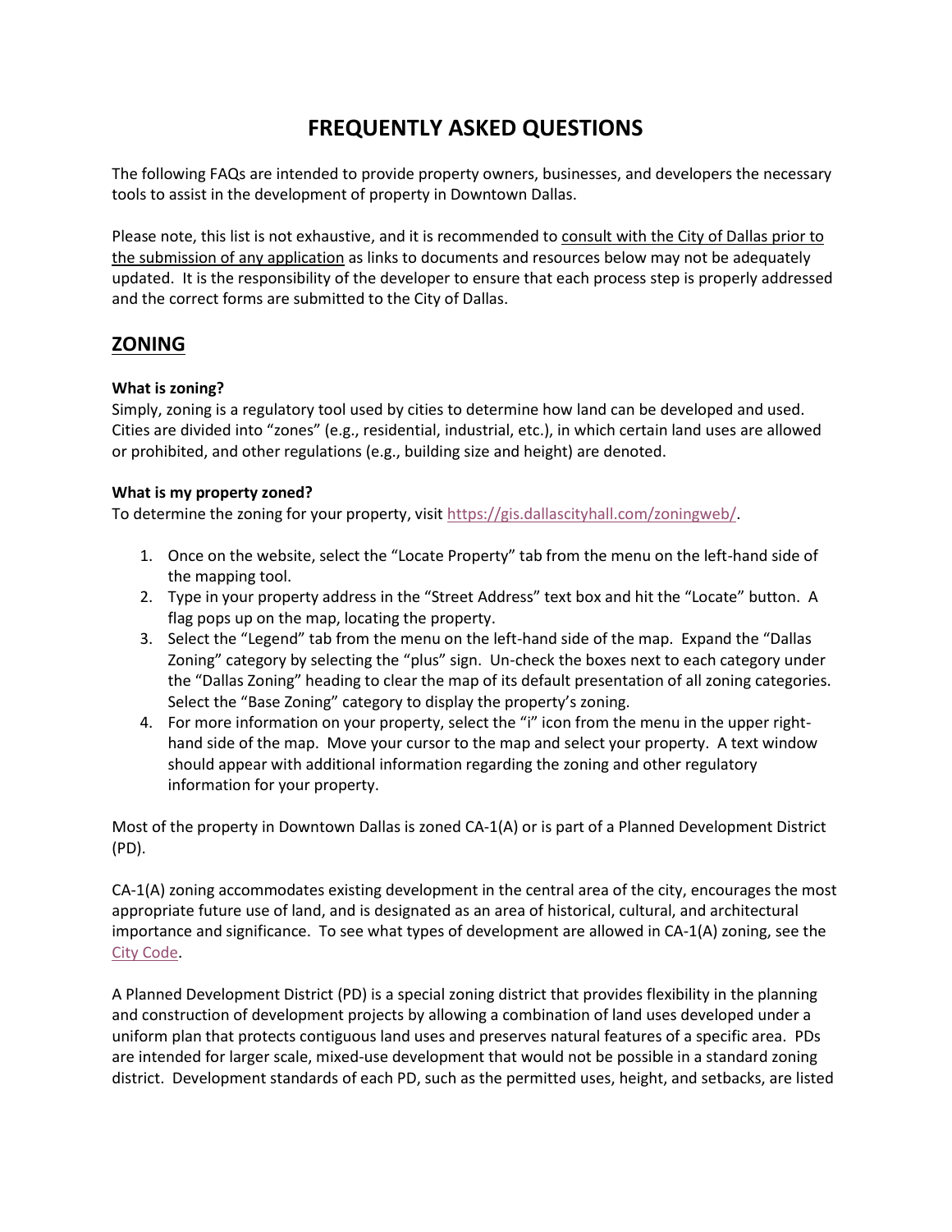# FREQUENTLY ASKED QUESTIONS

The following FAQs are intended to provide property owners, businesses, and developers the necessary tools to assist in the development of property in Downtown Dallas.

Please note, this list is not exhaustive, and it is recommended to consult with the City of Dallas prior to the submission of any application as links to documents and resources below may not be adequately updated. It is the responsibility of the developer to ensure that each process step is properly addressed and the correct forms are submitted to the City of Dallas.

## ZONING

**What is zoning?**
Simply, zoning is a regulatory tool used by cities to determine how land can be developed and used. Cities are divided into "zones" (e.g., residential, industrial, etc.), in which certain land uses are allowed or prohibited, and other regulations (e.g., building size and height) are denoted.

**What is my property zoned?**
To determine the zoning for your property, visit https://gis.dallascityhall.com/zoningweb/.

1. Once on the website, select the "Locate Property" tab from the menu on the left-hand side of the mapping tool.
2. Type in your property address in the "Street Address" text box and hit the "Locate" button. A flag pops up on the map, locating the property.
3. Select the "Legend" tab from the menu on the left-hand side of the map. Expand the "Dallas Zoning" category by selecting the "plus" sign. Un-check the boxes next to each category under the "Dallas Zoning" heading to clear the map of its default presentation of all zoning categories. Select the "Base Zoning" category to display the property's zoning.
4. For more information on your property, select the "i" icon from the menu in the upper right-hand side of the map. Move your cursor to the map and select your property. A text window should appear with additional information regarding the zoning and other regulatory information for your property.

Most of the property in Downtown Dallas is zoned CA-1(A) or is part of a Planned Development District (PD).

CA-1(A) zoning accommodates existing development in the central area of the city, encourages the most appropriate future use of land, and is designated as an area of historical, cultural, and architectural importance and significance. To see what types of development are allowed in CA-1(A) zoning, see the City Code.

A Planned Development District (PD) is a special zoning district that provides flexibility in the planning and construction of development projects by allowing a combination of land uses developed under a uniform plan that protects contiguous land uses and preserves natural features of a specific area. PDs are intended for larger scale, mixed-use development that would not be possible in a standard zoning district. Development standards of each PD, such as the permitted uses, height, and setbacks, are listed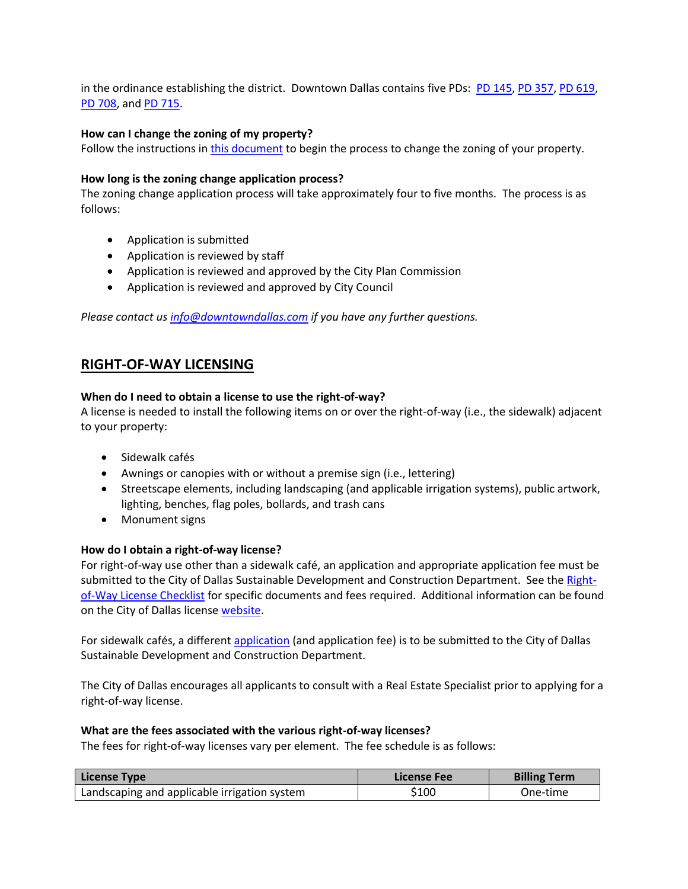in the ordinance establishing the district. Downtown Dallas contains five PDs: PD 145, PD 357, PD 619, PD 708, and PD 715.

**How can I change the zoning of my property?**
Follow the instructions in this document to begin the process to change the zoning of your property.

**How long is the zoning change application process?**
The zoning change application process will take approximately four to five months. The process is as follows:

- Application is submitted
- Application is reviewed by staff
- Application is reviewed and approved by the City Plan Commission
- Application is reviewed and approved by City Council

*Please contact us info@downtowndallas.com if you have any further questions.*

## RIGHT-OF-WAY LICENSING

**When do I need to obtain a license to use the right-of-way?**
A license is needed to install the following items on or over the right-of-way (i.e., the sidewalk) adjacent to your property:

- Sidewalk cafés
- Awnings or canopies with or without a premise sign (i.e., lettering)
- Streetscape elements, including landscaping (and applicable irrigation systems), public artwork, lighting, benches, flag poles, bollards, and trash cans
- Monument signs

**How do I obtain a right-of-way license?**
For right-of-way use other than a sidewalk café, an application and appropriate application fee must be submitted to the City of Dallas Sustainable Development and Construction Department. See the Right-of-Way License Checklist for specific documents and fees required. Additional information can be found on the City of Dallas license website.

For sidewalk cafés, a different application (and application fee) is to be submitted to the City of Dallas Sustainable Development and Construction Department.

The City of Dallas encourages all applicants to consult with a Real Estate Specialist prior to applying for a right-of-way license.

**What are the fees associated with the various right-of-way licenses?**
The fees for right-of-way licenses vary per element. The fee schedule is as follows:

| License Type | License Fee | Billing Term |
|---|---|---|
| Landscaping and applicable irrigation system | $100 | One-time |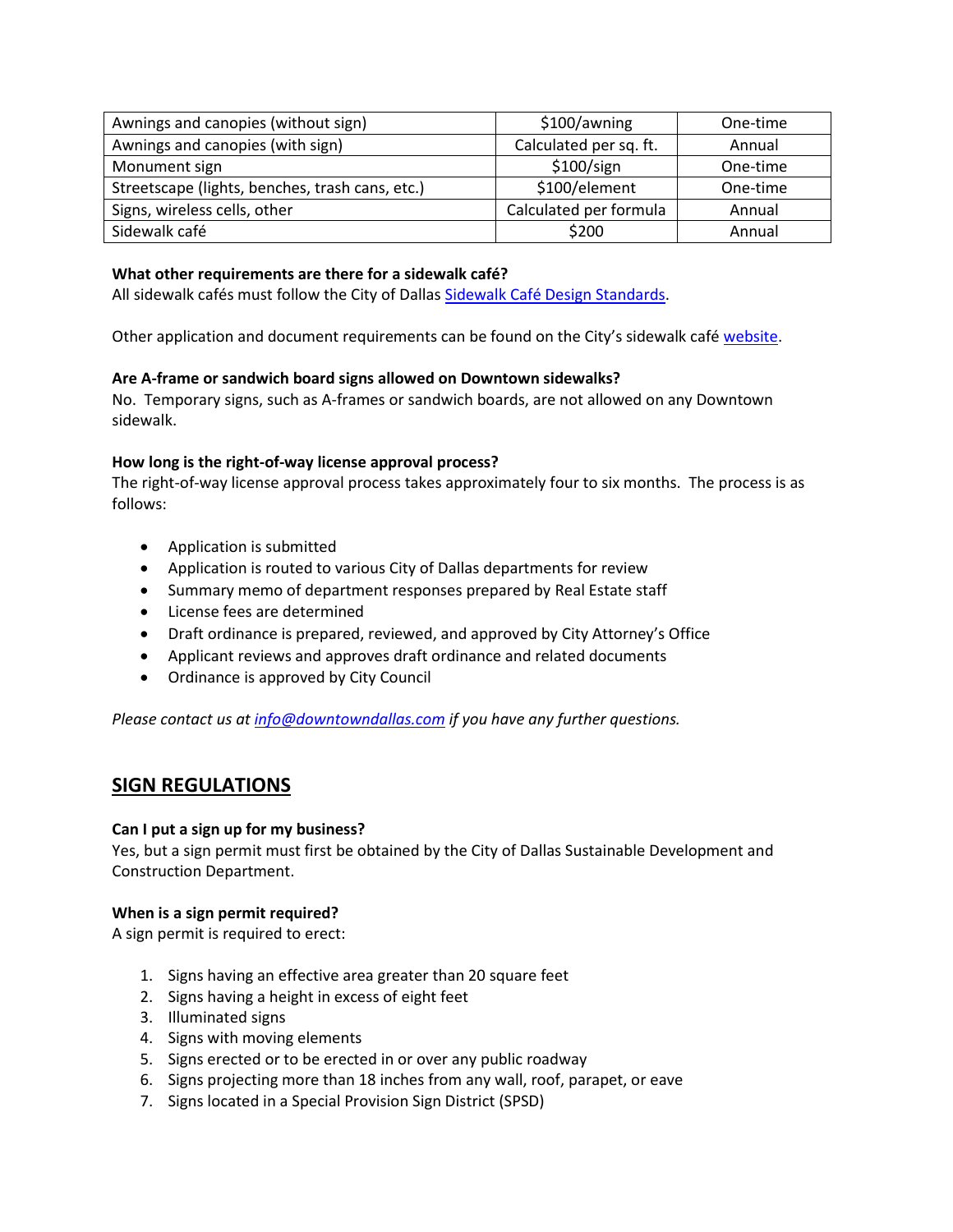| Awnings and canopies (without sign) | $100/awning | One-time |
|---|---|---|
| Awnings and canopies (with sign) | Calculated per sq. ft. | Annual |
| Monument sign | $100/sign | One-time |
| Streetscape (lights, benches, trash cans, etc.) | $100/element | One-time |
| Signs, wireless cells, other | Calculated per formula | Annual |
| Sidewalk café | $200 | Annual |

**What other requirements are there for a sidewalk café?**
All sidewalk cafés must follow the City of Dallas Sidewalk Café Design Standards.

Other application and document requirements can be found on the City's sidewalk café website.

**Are A-frame or sandwich board signs allowed on Downtown sidewalks?**
No. Temporary signs, such as A-frames or sandwich boards, are not allowed on any Downtown sidewalk.

**How long is the right-of-way license approval process?**
The right-of-way license approval process takes approximately four to six months. The process is as follows:

- Application is submitted
- Application is routed to various City of Dallas departments for review
- Summary memo of department responses prepared by Real Estate staff
- License fees are determined
- Draft ordinance is prepared, reviewed, and approved by City Attorney's Office
- Applicant reviews and approves draft ordinance and related documents
- Ordinance is approved by City Council

*Please contact us at info@downtowndallas.com if you have any further questions.*

## SIGN REGULATIONS

**Can I put a sign up for my business?**
Yes, but a sign permit must first be obtained by the City of Dallas Sustainable Development and Construction Department.

**When is a sign permit required?**
A sign permit is required to erect:

1. Signs having an effective area greater than 20 square feet
2. Signs having a height in excess of eight feet
3. Illuminated signs
4. Signs with moving elements
5. Signs erected or to be erected in or over any public roadway
6. Signs projecting more than 18 inches from any wall, roof, parapet, or eave
7. Signs located in a Special Provision Sign District (SPSD)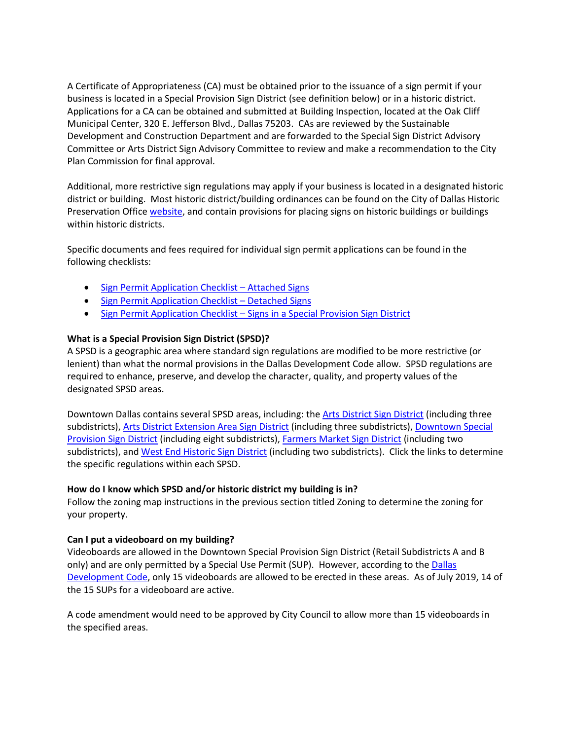A Certificate of Appropriateness (CA) must be obtained prior to the issuance of a sign permit if your business is located in a Special Provision Sign District (see definition below) or in a historic district. Applications for a CA can be obtained and submitted at Building Inspection, located at the Oak Cliff Municipal Center, 320 E. Jefferson Blvd., Dallas 75203. CAs are reviewed by the Sustainable Development and Construction Department and are forwarded to the Special Sign District Advisory Committee or Arts District Sign Advisory Committee to review and make a recommendation to the City Plan Commission for final approval.

Additional, more restrictive sign regulations may apply if your business is located in a designated historic district or building. Most historic district/building ordinances can be found on the City of Dallas Historic Preservation Office website, and contain provisions for placing signs on historic buildings or buildings within historic districts.

Specific documents and fees required for individual sign permit applications can be found in the following checklists:

- Sign Permit Application Checklist – Attached Signs
- Sign Permit Application Checklist – Detached Signs
- Sign Permit Application Checklist – Signs in a Special Provision Sign District

**What is a Special Provision Sign District (SPSD)?**

A SPSD is a geographic area where standard sign regulations are modified to be more restrictive (or lenient) than what the normal provisions in the Dallas Development Code allow. SPSD regulations are required to enhance, preserve, and develop the character, quality, and property values of the designated SPSD areas.

Downtown Dallas contains several SPSD areas, including: the Arts District Sign District (including three subdistricts), Arts District Extension Area Sign District (including three subdistricts), Downtown Special Provision Sign District (including eight subdistricts), Farmers Market Sign District (including two subdistricts), and West End Historic Sign District (including two subdistricts). Click the links to determine the specific regulations within each SPSD.

**How do I know which SPSD and/or historic district my building is in?**

Follow the zoning map instructions in the previous section titled Zoning to determine the zoning for your property.

**Can I put a videoboard on my building?**

Videoboards are allowed in the Downtown Special Provision Sign District (Retail Subdistricts A and B only) and are only permitted by a Special Use Permit (SUP). However, according to the Dallas Development Code, only 15 videoboards are allowed to be erected in these areas. As of July 2019, 14 of the 15 SUPs for a videoboard are active.

A code amendment would need to be approved by City Council to allow more than 15 videoboards in the specified areas.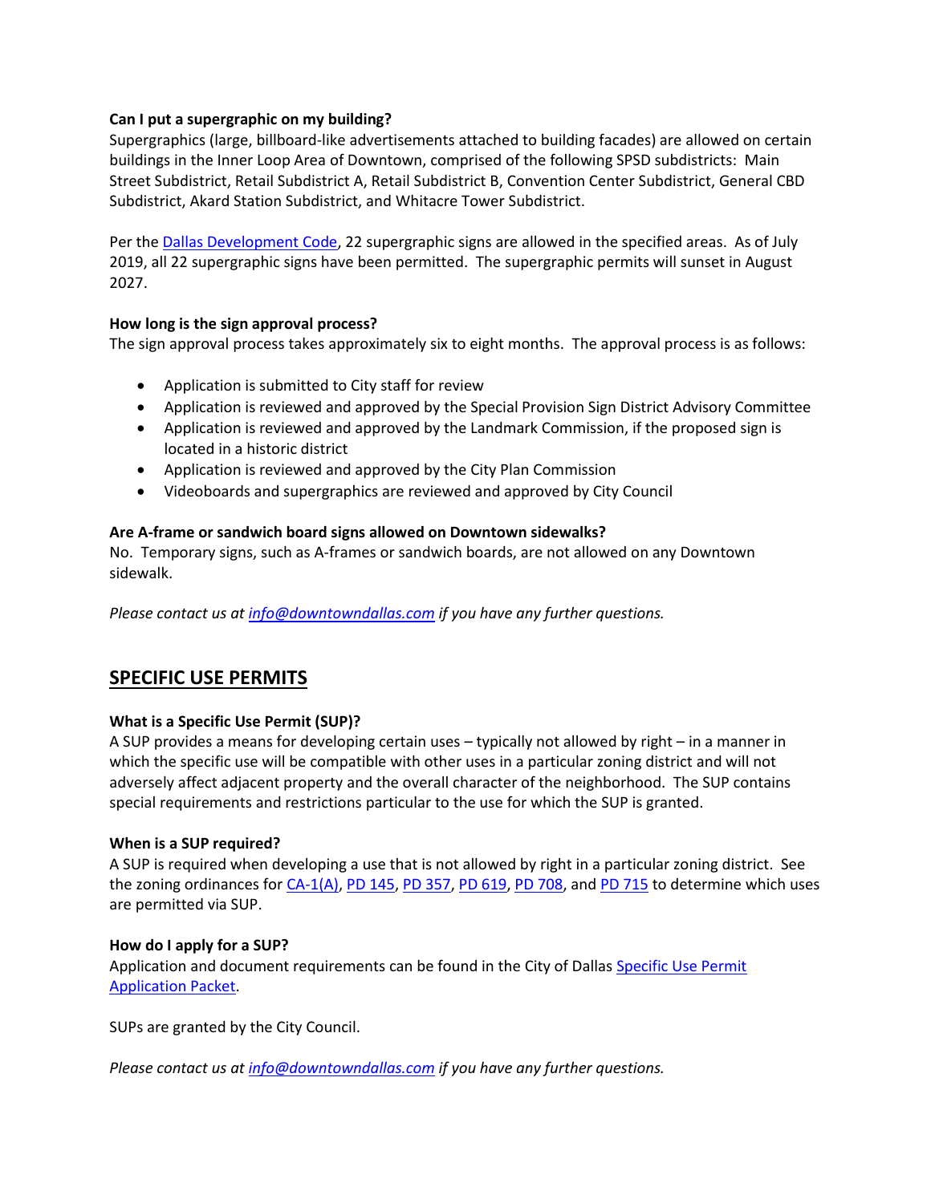**Can I put a supergraphic on my building?**
Supergraphics (large, billboard-like advertisements attached to building facades) are allowed on certain buildings in the Inner Loop Area of Downtown, comprised of the following SPSD subdistricts: Main Street Subdistrict, Retail Subdistrict A, Retail Subdistrict B, Convention Center Subdistrict, General CBD Subdistrict, Akard Station Subdistrict, and Whitacre Tower Subdistrict.

Per the Dallas Development Code, 22 supergraphic signs are allowed in the specified areas. As of July 2019, all 22 supergraphic signs have been permitted. The supergraphic permits will sunset in August 2027.

**How long is the sign approval process?**
The sign approval process takes approximately six to eight months. The approval process is as follows:

- Application is submitted to City staff for review
- Application is reviewed and approved by the Special Provision Sign District Advisory Committee
- Application is reviewed and approved by the Landmark Commission, if the proposed sign is located in a historic district
- Application is reviewed and approved by the City Plan Commission
- Videoboards and supergraphics are reviewed and approved by City Council

**Are A-frame or sandwich board signs allowed on Downtown sidewalks?**
No. Temporary signs, such as A-frames or sandwich boards, are not allowed on any Downtown sidewalk.

*Please contact us at info@downtowndallas.com if you have any further questions.*

## SPECIFIC USE PERMITS

**What is a Specific Use Permit (SUP)?**
A SUP provides a means for developing certain uses – typically not allowed by right – in a manner in which the specific use will be compatible with other uses in a particular zoning district and will not adversely affect adjacent property and the overall character of the neighborhood. The SUP contains special requirements and restrictions particular to the use for which the SUP is granted.

**When is a SUP required?**
A SUP is required when developing a use that is not allowed by right in a particular zoning district. See the zoning ordinances for CA-1(A), PD 145, PD 357, PD 619, PD 708, and PD 715 to determine which uses are permitted via SUP.

**How do I apply for a SUP?**
Application and document requirements can be found in the City of Dallas Specific Use Permit Application Packet.

SUPs are granted by the City Council.

*Please contact us at info@downtowndallas.com if you have any further questions.*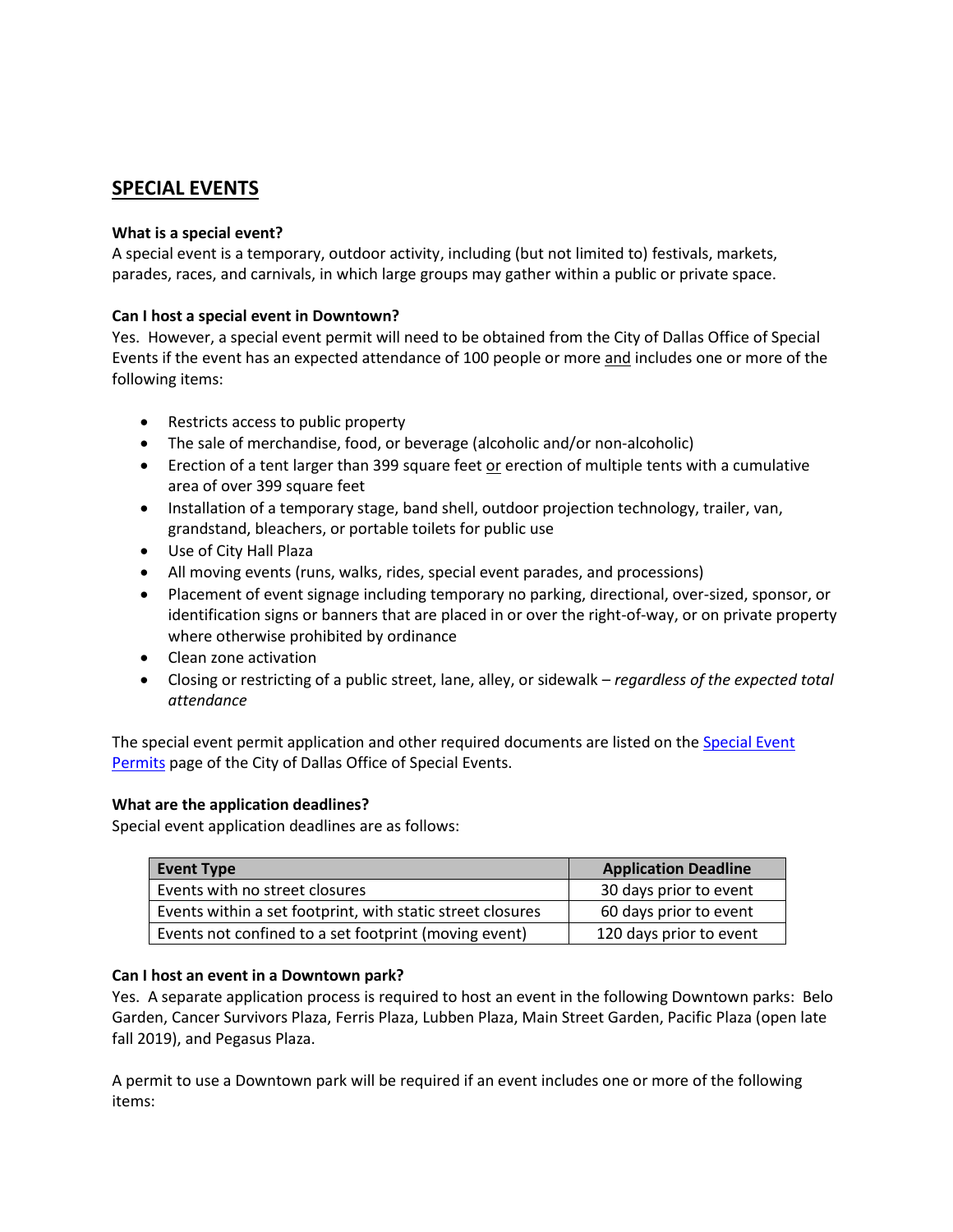## SPECIAL EVENTS

**What is a special event?**
A special event is a temporary, outdoor activity, including (but not limited to) festivals, markets, parades, races, and carnivals, in which large groups may gather within a public or private space.

**Can I host a special event in Downtown?**
Yes. However, a special event permit will need to be obtained from the City of Dallas Office of Special Events if the event has an expected attendance of 100 people or more <u>and</u> includes one or more of the following items:

- Restricts access to public property
- The sale of merchandise, food, or beverage (alcoholic and/or non-alcoholic)
- Erection of a tent larger than 399 square feet <u>or</u> erection of multiple tents with a cumulative area of over 399 square feet
- Installation of a temporary stage, band shell, outdoor projection technology, trailer, van, grandstand, bleachers, or portable toilets for public use
- Use of City Hall Plaza
- All moving events (runs, walks, rides, special event parades, and processions)
- Placement of event signage including temporary no parking, directional, over-sized, sponsor, or identification signs or banners that are placed in or over the right-of-way, or on private property where otherwise prohibited by ordinance
- Clean zone activation
- Closing or restricting of a public street, lane, alley, or sidewalk – *regardless of the expected total attendance*

The special event permit application and other required documents are listed on the Special Event Permits page of the City of Dallas Office of Special Events.

**What are the application deadlines?**
Special event application deadlines are as follows:

| Event Type | Application Deadline |
| --- | --- |
| Events with no street closures | 30 days prior to event |
| Events within a set footprint, with static street closures | 60 days prior to event |
| Events not confined to a set footprint (moving event) | 120 days prior to event |

**Can I host an event in a Downtown park?**
Yes. A separate application process is required to host an event in the following Downtown parks: Belo Garden, Cancer Survivors Plaza, Ferris Plaza, Lubben Plaza, Main Street Garden, Pacific Plaza (open late fall 2019), and Pegasus Plaza.

A permit to use a Downtown park will be required if an event includes one or more of the following items: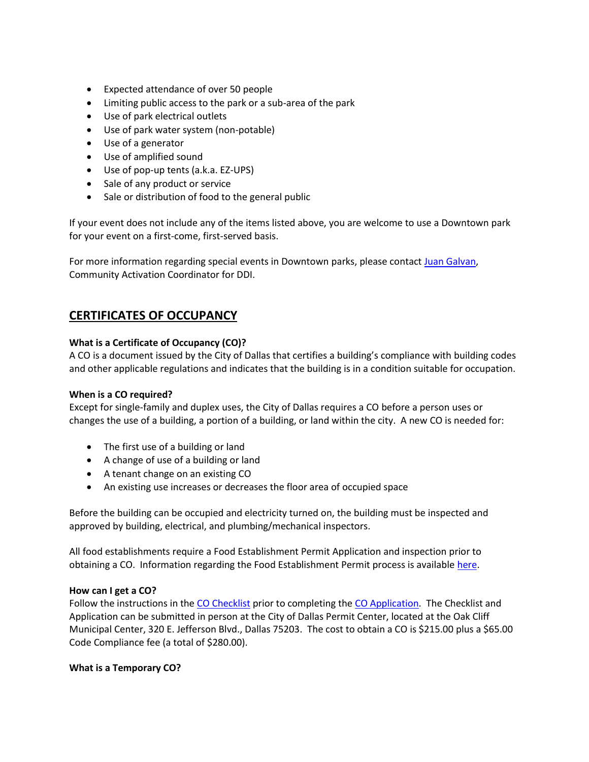- Expected attendance of over 50 people
- Limiting public access to the park or a sub-area of the park
- Use of park electrical outlets
- Use of park water system (non-potable)
- Use of a generator
- Use of amplified sound
- Use of pop-up tents (a.k.a. EZ-UPS)
- Sale of any product or service
- Sale or distribution of food to the general public

If your event does not include any of the items listed above, you are welcome to use a Downtown park for your event on a first-come, first-served basis.

For more information regarding special events in Downtown parks, please contact Juan Galvan, Community Activation Coordinator for DDI.

## CERTIFICATES OF OCCUPANCY

**What is a Certificate of Occupancy (CO)?**
A CO is a document issued by the City of Dallas that certifies a building's compliance with building codes and other applicable regulations and indicates that the building is in a condition suitable for occupation.

**When is a CO required?**
Except for single-family and duplex uses, the City of Dallas requires a CO before a person uses or changes the use of a building, a portion of a building, or land within the city. A new CO is needed for:

- The first use of a building or land
- A change of use of a building or land
- A tenant change on an existing CO
- An existing use increases or decreases the floor area of occupied space

Before the building can be occupied and electricity turned on, the building must be inspected and approved by building, electrical, and plumbing/mechanical inspectors.

All food establishments require a Food Establishment Permit Application and inspection prior to obtaining a CO. Information regarding the Food Establishment Permit process is available here.

**How can I get a CO?**
Follow the instructions in the CO Checklist prior to completing the CO Application. The Checklist and Application can be submitted in person at the City of Dallas Permit Center, located at the Oak Cliff Municipal Center, 320 E. Jefferson Blvd., Dallas 75203. The cost to obtain a CO is $215.00 plus a $65.00 Code Compliance fee (a total of $280.00).

**What is a Temporary CO?**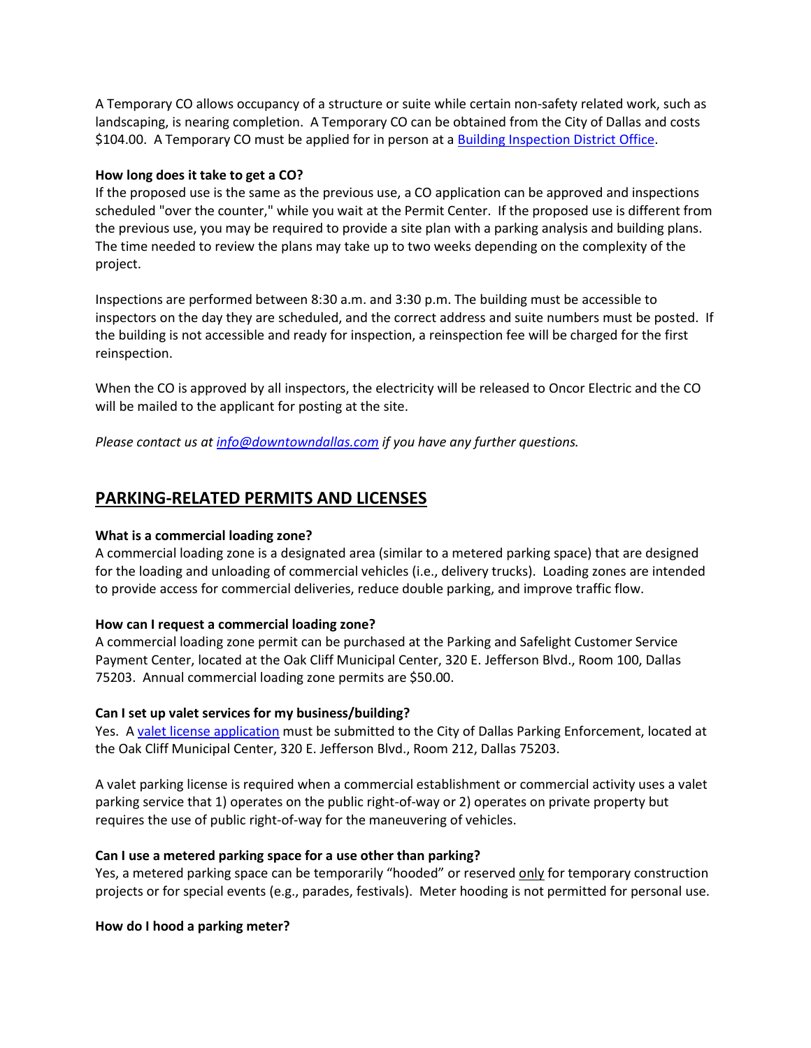A Temporary CO allows occupancy of a structure or suite while certain non-safety related work, such as landscaping, is nearing completion.  A Temporary CO can be obtained from the City of Dallas and costs $104.00.  A Temporary CO must be applied for in person at a [Building Inspection District Office](#).

**How long does it take to get a CO?**
If the proposed use is the same as the previous use, a CO application can be approved and inspections scheduled "over the counter," while you wait at the Permit Center.  If the proposed use is different from the previous use, you may be required to provide a site plan with a parking analysis and building plans.  The time needed to review the plans may take up to two weeks depending on the complexity of the project.

Inspections are performed between 8:30 a.m. and 3:30 p.m. The building must be accessible to inspectors on the day they are scheduled, and the correct address and suite numbers must be posted.  If the building is not accessible and ready for inspection, a reinspection fee will be charged for the first reinspection.

When the CO is approved by all inspectors, the electricity will be released to Oncor Electric and the CO will be mailed to the applicant for posting at the site.

*Please contact us at info@downtowndallas.com if you have any further questions.*

## PARKING-RELATED PERMITS AND LICENSES

**What is a commercial loading zone?**
A commercial loading zone is a designated area (similar to a metered parking space) that are designed for the loading and unloading of commercial vehicles (i.e., delivery trucks).  Loading zones are intended to provide access for commercial deliveries, reduce double parking, and improve traffic flow.

**How can I request a commercial loading zone?**
A commercial loading zone permit can be purchased at the Parking and Safelight Customer Service Payment Center, located at the Oak Cliff Municipal Center, 320 E. Jefferson Blvd., Room 100, Dallas 75203.  Annual commercial loading zone permits are $50.00.

**Can I set up valet services for my business/building?**
Yes.  A [valet license application](#) must be submitted to the City of Dallas Parking Enforcement, located at the Oak Cliff Municipal Center, 320 E. Jefferson Blvd., Room 212, Dallas 75203.

A valet parking license is required when a commercial establishment or commercial activity uses a valet parking service that 1) operates on the public right-of-way or 2) operates on private property but requires the use of public right-of-way for the maneuvering of vehicles.

**Can I use a metered parking space for a use other than parking?**
Yes, a metered parking space can be temporarily "hooded" or reserved only for temporary construction projects or for special events (e.g., parades, festivals).  Meter hooding is not permitted for personal use.

**How do I hood a parking meter?**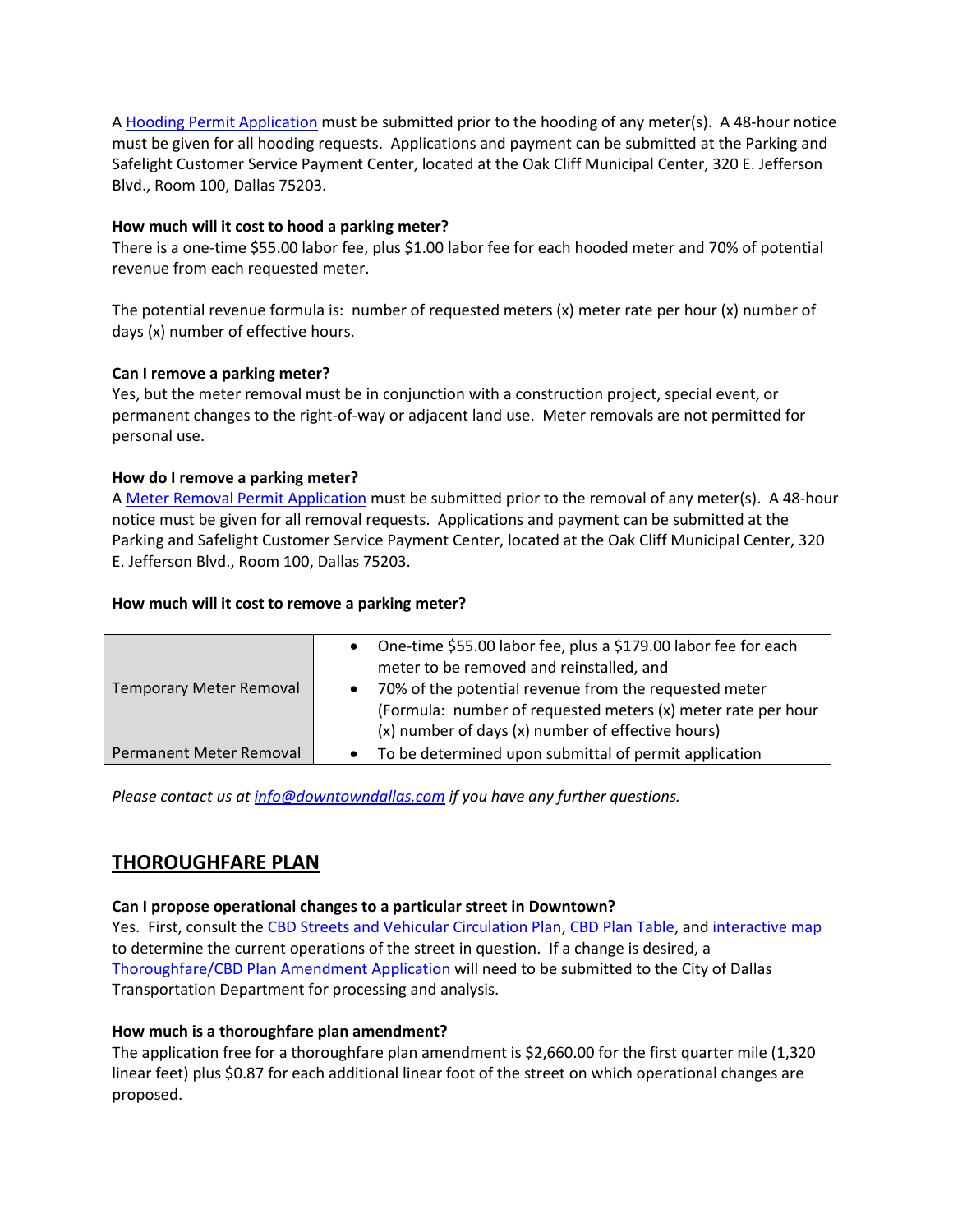A [Hooding Permit Application] must be submitted prior to the hooding of any meter(s). A 48-hour notice must be given for all hooding requests. Applications and payment can be submitted at the Parking and Safelight Customer Service Payment Center, located at the Oak Cliff Municipal Center, 320 E. Jefferson Blvd., Room 100, Dallas 75203.

**How much will it cost to hood a parking meter?**
There is a one-time $55.00 labor fee, plus $1.00 labor fee for each hooded meter and 70% of potential revenue from each requested meter.

The potential revenue formula is: number of requested meters (x) meter rate per hour (x) number of days (x) number of effective hours.

**Can I remove a parking meter?**
Yes, but the meter removal must be in conjunction with a construction project, special event, or permanent changes to the right-of-way or adjacent land use. Meter removals are not permitted for personal use.

**How do I remove a parking meter?**
A [Meter Removal Permit Application] must be submitted prior to the removal of any meter(s). A 48-hour notice must be given for all removal requests. Applications and payment can be submitted at the Parking and Safelight Customer Service Payment Center, located at the Oak Cliff Municipal Center, 320 E. Jefferson Blvd., Room 100, Dallas 75203.

**How much will it cost to remove a parking meter?**

| | |
|---|---|
| Temporary Meter Removal | • One-time $55.00 labor fee, plus a $179.00 labor fee for each meter to be removed and reinstalled, and<br>• 70% of the potential revenue from the requested meter (Formula: number of requested meters (x) meter rate per hour (x) number of days (x) number of effective hours) |
| Permanent Meter Removal | • To be determined upon submittal of permit application |

*Please contact us at info@downtowndallas.com if you have any further questions.*

## THOROUGHFARE PLAN

**Can I propose operational changes to a particular street in Downtown?**
Yes. First, consult the [CBD Streets and Vehicular Circulation Plan], [CBD Plan Table], and [interactive map] to determine the current operations of the street in question. If a change is desired, a [Thoroughfare/CBD Plan Amendment Application] will need to be submitted to the City of Dallas Transportation Department for processing and analysis.

**How much is a thoroughfare plan amendment?**
The application free for a thoroughfare plan amendment is $2,660.00 for the first quarter mile (1,320 linear feet) plus $0.87 for each additional linear foot of the street on which operational changes are proposed.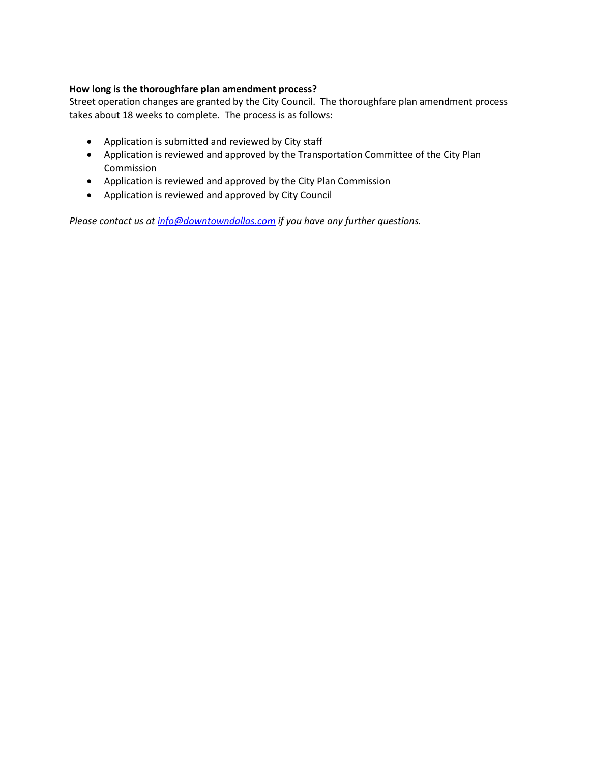**How long is the thoroughfare plan amendment process?**

Street operation changes are granted by the City Council. The thoroughfare plan amendment process takes about 18 weeks to complete. The process is as follows:

- Application is submitted and reviewed by City staff
- Application is reviewed and approved by the Transportation Committee of the City Plan Commission
- Application is reviewed and approved by the City Plan Commission
- Application is reviewed and approved by City Council

*Please contact us at info@downtowndallas.com if you have any further questions.*